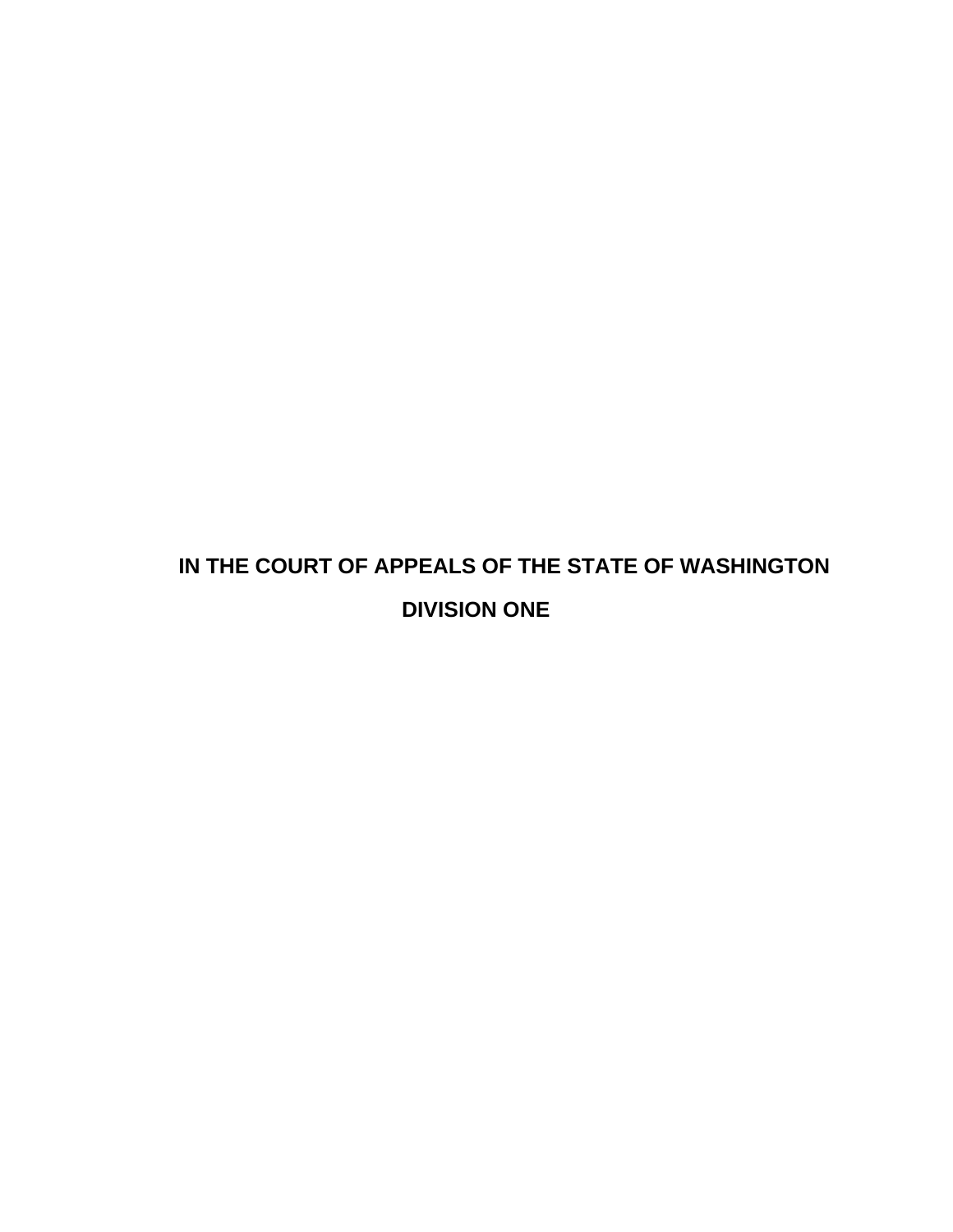**IN THE COURT OF APPEALS OF THE STATE OF WASHINGTON**

**DIVISION ONE**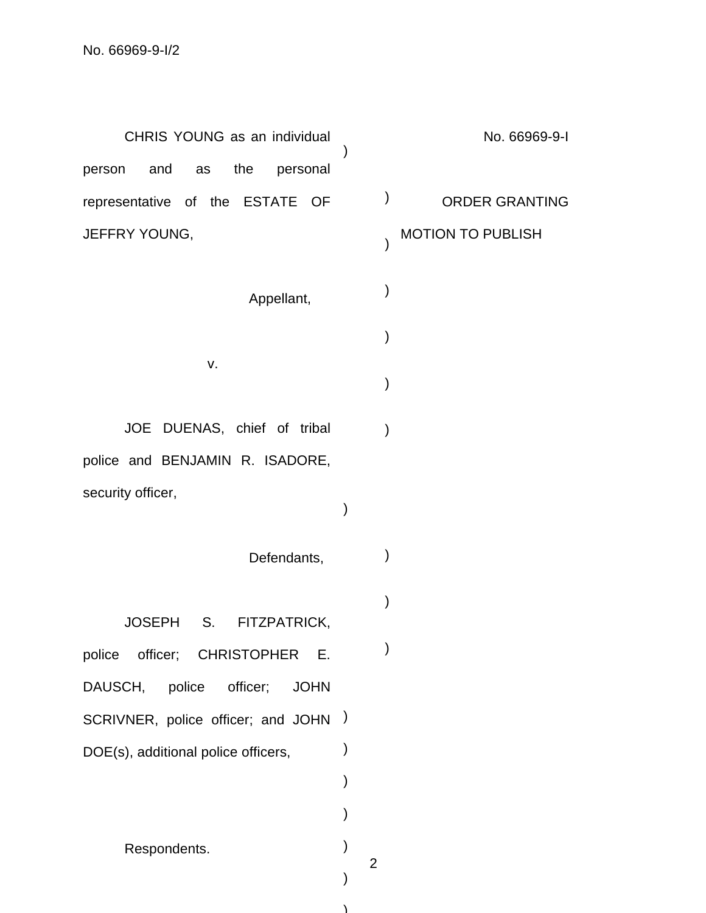CHRIS YOUNG as an individual person and as the personal representative of the ESTATE OF JEFFRY YOUNG,

Appellant,

v.

JOE DUENAS, chief of tribal police and BENJAMIN R. ISADORE, security officer,

Defendants,

JOSEPH S. FITZPATRICK, police officer; CHRISTOPHER E. DAUSCH, police officer; JOHN SCRIVNER, police officer; and JOHN DOE(s), additional police officers,

Respondents.

No. 66969-9-I

ORDER GRANTING MOTION TO PUBLISH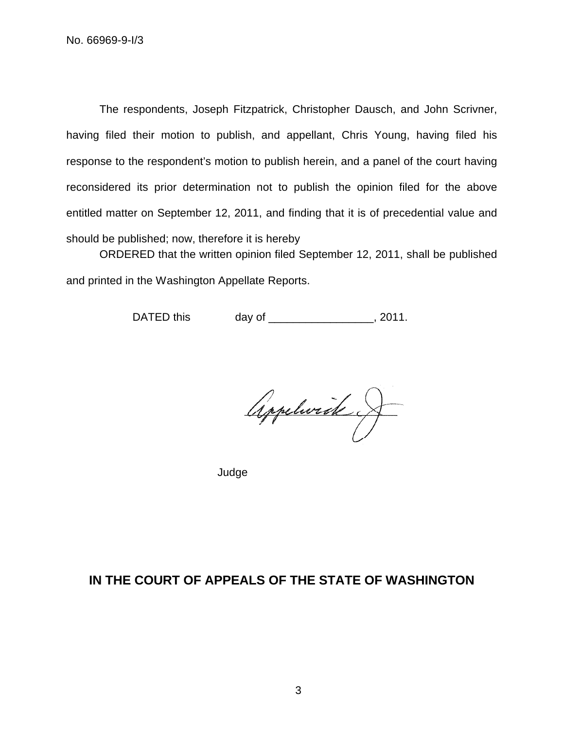No. 66969-9-I/3

The respondents, Joseph Fitzpatrick, Christopher Dausch, and John Scrivner, having filed their motion to publish, and appellant, Chris Young, having filed his response to the respondent's motion to publish herein, and a panel of the court having reconsidered its prior determination not to publish the opinion filed for the above entitled matter on September 12, 2011, and finding that it is of precedential value and should be published; now, therefore it is hereby

ORDERED that the written opinion filed September 12, 2011, shall be published and printed in the Washington Appellate Reports.

DATED this day of _________________, 2011.

Appelwick, J.

Judge

# IN THE COURT OF APPEALS OF THE STATE OF WASHINGTON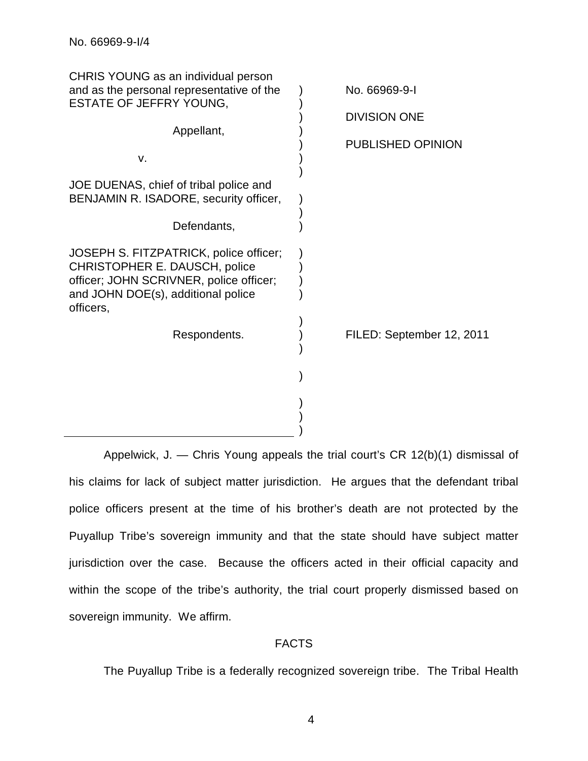No. 66969-9-I/4

| | | |
|---|---|---|
| CHRIS YOUNG as an individual person and as the personal representative of the ESTATE OF JEFFRY YOUNG, | ) | No. 66969-9-I |
| Appellant, | ) | DIVISION ONE |
| v. | ) | PUBLISHED OPINION |
| JOE DUENAS, chief of tribal police and BENJAMIN R. ISADORE, security officer, | ) | |
| Defendants, | ) | |
| JOSEPH S. FITZPATRICK, police officer; CHRISTOPHER E. DAUSCH, police officer; JOHN SCRIVNER, police officer; and JOHN DOE(s), additional police officers, | ) | |
| Respondents. | ) | FILED: September 12, 2011 |

Appelwick, J. — Chris Young appeals the trial court's CR 12(b)(1) dismissal of his claims for lack of subject matter jurisdiction. He argues that the defendant tribal police officers present at the time of his brother's death are not protected by the Puyallup Tribe's sovereign immunity and that the state should have subject matter jurisdiction over the case. Because the officers acted in their official capacity and within the scope of the tribe's authority, the trial court properly dismissed based on sovereign immunity. We affirm.

## FACTS

The Puyallup Tribe is a federally recognized sovereign tribe. The Tribal Health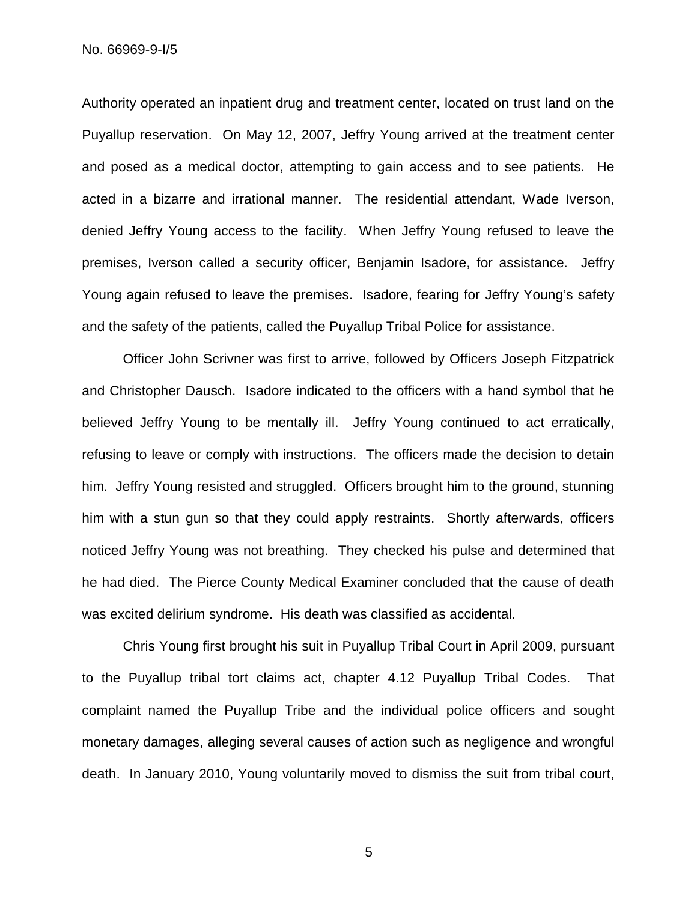Authority operated an inpatient drug and treatment center, located on trust land on the Puyallup reservation. On May 12, 2007, Jeffry Young arrived at the treatment center and posed as a medical doctor, attempting to gain access and to see patients. He acted in a bizarre and irrational manner. The residential attendant, Wade Iverson, denied Jeffry Young access to the facility. When Jeffry Young refused to leave the premises, Iverson called a security officer, Benjamin Isadore, for assistance. Jeffry Young again refused to leave the premises. Isadore, fearing for Jeffry Young's safety and the safety of the patients, called the Puyallup Tribal Police for assistance.

Officer John Scrivner was first to arrive, followed by Officers Joseph Fitzpatrick and Christopher Dausch. Isadore indicated to the officers with a hand symbol that he believed Jeffry Young to be mentally ill. Jeffry Young continued to act erratically, refusing to leave or comply with instructions. The officers made the decision to detain him. Jeffry Young resisted and struggled. Officers brought him to the ground, stunning him with a stun gun so that they could apply restraints. Shortly afterwards, officers noticed Jeffry Young was not breathing. They checked his pulse and determined that he had died. The Pierce County Medical Examiner concluded that the cause of death was excited delirium syndrome. His death was classified as accidental.

Chris Young first brought his suit in Puyallup Tribal Court in April 2009, pursuant to the Puyallup tribal tort claims act, chapter 4.12 Puyallup Tribal Codes. That complaint named the Puyallup Tribe and the individual police officers and sought monetary damages, alleging several causes of action such as negligence and wrongful death. In January 2010, Young voluntarily moved to dismiss the suit from tribal court,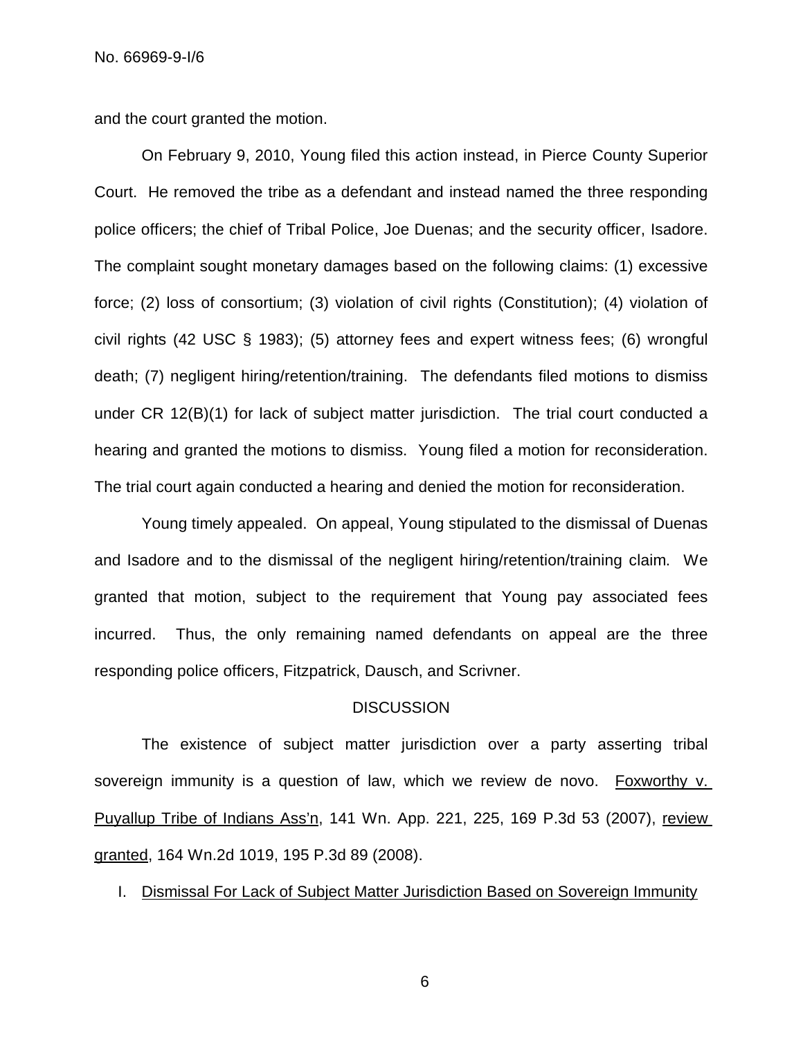and the court granted the motion.

On February 9, 2010, Young filed this action instead, in Pierce County Superior Court. He removed the tribe as a defendant and instead named the three responding police officers; the chief of Tribal Police, Joe Duenas; and the security officer, Isadore. The complaint sought monetary damages based on the following claims: (1) excessive force; (2) loss of consortium; (3) violation of civil rights (Constitution); (4) violation of civil rights (42 USC § 1983); (5) attorney fees and expert witness fees; (6) wrongful death; (7) negligent hiring/retention/training. The defendants filed motions to dismiss under CR 12(B)(1) for lack of subject matter jurisdiction. The trial court conducted a hearing and granted the motions to dismiss. Young filed a motion for reconsideration. The trial court again conducted a hearing and denied the motion for reconsideration.

Young timely appealed. On appeal, Young stipulated to the dismissal of Duenas and Isadore and to the dismissal of the negligent hiring/retention/training claim. We granted that motion, subject to the requirement that Young pay associated fees incurred. Thus, the only remaining named defendants on appeal are the three responding police officers, Fitzpatrick, Dausch, and Scrivner.

## DISCUSSION

The existence of subject matter jurisdiction over a party asserting tribal sovereign immunity is a question of law, which we review de novo. Foxworthy v. Puyallup Tribe of Indians Ass'n, 141 Wn. App. 221, 225, 169 P.3d 53 (2007), review granted, 164 Wn.2d 1019, 195 P.3d 89 (2008).

### I. Dismissal For Lack of Subject Matter Jurisdiction Based on Sovereign Immunity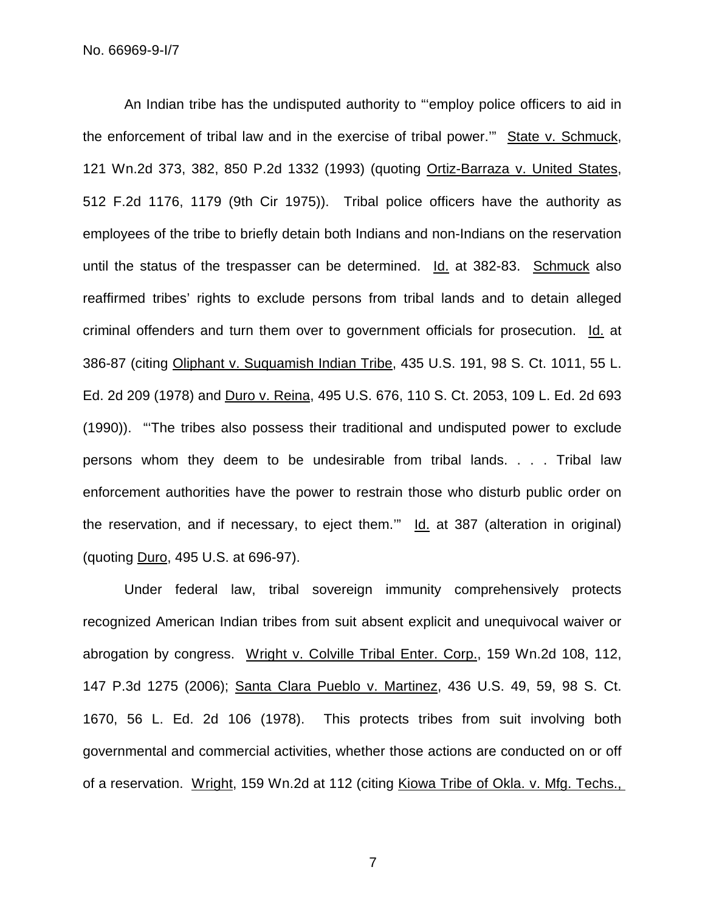An Indian tribe has the undisputed authority to "'employ police officers to aid in the enforcement of tribal law and in the exercise of tribal power.'" State v. Schmuck, 121 Wn.2d 373, 382, 850 P.2d 1332 (1993) (quoting Ortiz-Barraza v. United States, 512 F.2d 1176, 1179 (9th Cir 1975)). Tribal police officers have the authority as employees of the tribe to briefly detain both Indians and non-Indians on the reservation until the status of the trespasser can be determined. Id. at 382-83. Schmuck also reaffirmed tribes' rights to exclude persons from tribal lands and to detain alleged criminal offenders and turn them over to government officials for prosecution. Id. at 386-87 (citing Oliphant v. Suquamish Indian Tribe, 435 U.S. 191, 98 S. Ct. 1011, 55 L. Ed. 2d 209 (1978) and Duro v. Reina, 495 U.S. 676, 110 S. Ct. 2053, 109 L. Ed. 2d 693 (1990)). "'The tribes also possess their traditional and undisputed power to exclude persons whom they deem to be undesirable from tribal lands. . . . Tribal law enforcement authorities have the power to restrain those who disturb public order on the reservation, and if necessary, to eject them.'" Id. at 387 (alteration in original) (quoting Duro, 495 U.S. at 696-97).

Under federal law, tribal sovereign immunity comprehensively protects recognized American Indian tribes from suit absent explicit and unequivocal waiver or abrogation by congress. Wright v. Colville Tribal Enter. Corp., 159 Wn.2d 108, 112, 147 P.3d 1275 (2006); Santa Clara Pueblo v. Martinez, 436 U.S. 49, 59, 98 S. Ct. 1670, 56 L. Ed. 2d 106 (1978). This protects tribes from suit involving both governmental and commercial activities, whether those actions are conducted on or off of a reservation. Wright, 159 Wn.2d at 112 (citing Kiowa Tribe of Okla. v. Mfg. Techs.,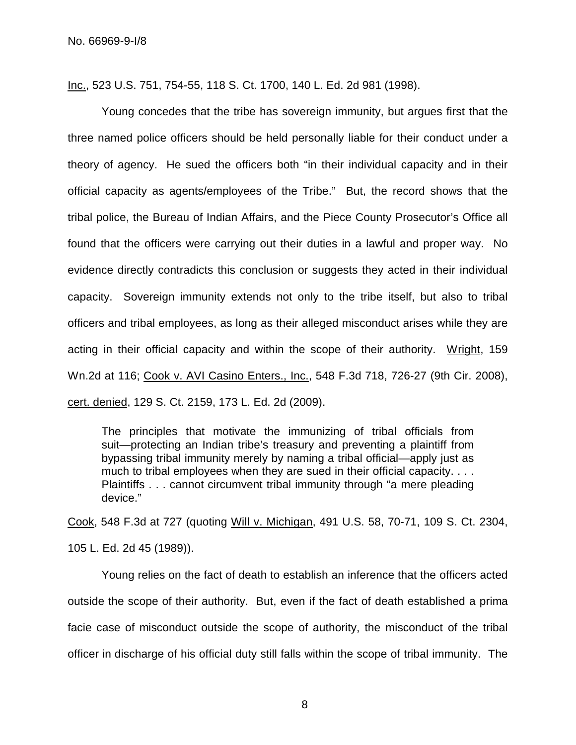Inc., 523 U.S. 751, 754-55, 118 S. Ct. 1700, 140 L. Ed. 2d 981 (1998).

Young concedes that the tribe has sovereign immunity, but argues first that the three named police officers should be held personally liable for their conduct under a theory of agency. He sued the officers both "in their individual capacity and in their official capacity as agents/employees of the Tribe." But, the record shows that the tribal police, the Bureau of Indian Affairs, and the Piece County Prosecutor's Office all found that the officers were carrying out their duties in a lawful and proper way. No evidence directly contradicts this conclusion or suggests they acted in their individual capacity. Sovereign immunity extends not only to the tribe itself, but also to tribal officers and tribal employees, as long as their alleged misconduct arises while they are acting in their official capacity and within the scope of their authority. Wright, 159 Wn.2d at 116; Cook v. AVI Casino Enters., Inc., 548 F.3d 718, 726-27 (9th Cir. 2008), cert. denied, 129 S. Ct. 2159, 173 L. Ed. 2d (2009).

> The principles that motivate the immunizing of tribal officials from suit—protecting an Indian tribe's treasury and preventing a plaintiff from bypassing tribal immunity merely by naming a tribal official—apply just as much to tribal employees when they are sued in their official capacity. . . . Plaintiffs . . . cannot circumvent tribal immunity through "a mere pleading device."

Cook, 548 F.3d at 727 (quoting Will v. Michigan, 491 U.S. 58, 70-71, 109 S. Ct. 2304, 105 L. Ed. 2d 45 (1989)).

Young relies on the fact of death to establish an inference that the officers acted outside the scope of their authority. But, even if the fact of death established a prima facie case of misconduct outside the scope of authority, the misconduct of the tribal officer in discharge of his official duty still falls within the scope of tribal immunity. The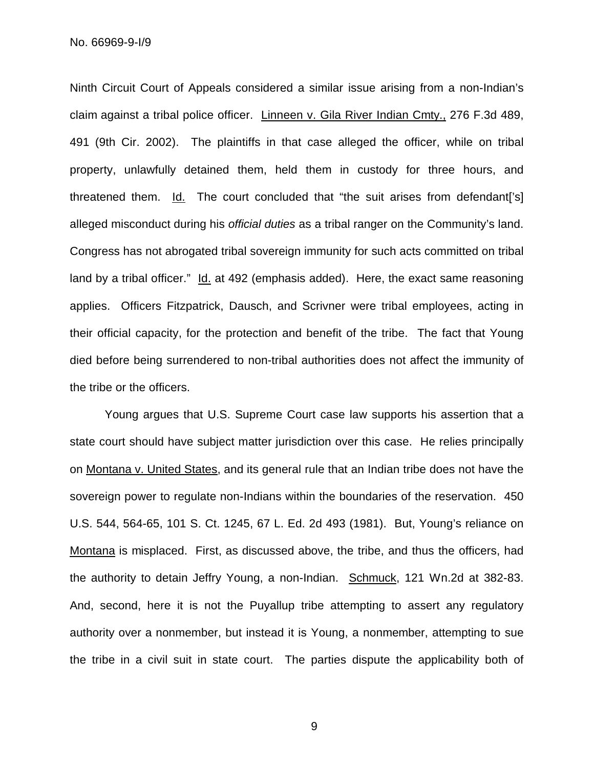Ninth Circuit Court of Appeals considered a similar issue arising from a non-Indian's claim against a tribal police officer. Linneen v. Gila River Indian Cmty., 276 F.3d 489, 491 (9th Cir. 2002). The plaintiffs in that case alleged the officer, while on tribal property, unlawfully detained them, held them in custody for three hours, and threatened them. Id. The court concluded that "the suit arises from defendant['s] alleged misconduct during his *official duties* as a tribal ranger on the Community's land. Congress has not abrogated tribal sovereign immunity for such acts committed on tribal land by a tribal officer." Id. at 492 (emphasis added). Here, the exact same reasoning applies. Officers Fitzpatrick, Dausch, and Scrivner were tribal employees, acting in their official capacity, for the protection and benefit of the tribe. The fact that Young died before being surrendered to non-tribal authorities does not affect the immunity of the tribe or the officers.

Young argues that U.S. Supreme Court case law supports his assertion that a state court should have subject matter jurisdiction over this case. He relies principally on Montana v. United States, and its general rule that an Indian tribe does not have the sovereign power to regulate non-Indians within the boundaries of the reservation. 450 U.S. 544, 564-65, 101 S. Ct. 1245, 67 L. Ed. 2d 493 (1981). But, Young's reliance on Montana is misplaced. First, as discussed above, the tribe, and thus the officers, had the authority to detain Jeffry Young, a non-Indian. Schmuck, 121 Wn.2d at 382-83. And, second, here it is not the Puyallup tribe attempting to assert any regulatory authority over a nonmember, but instead it is Young, a nonmember, attempting to sue the tribe in a civil suit in state court. The parties dispute the applicability both of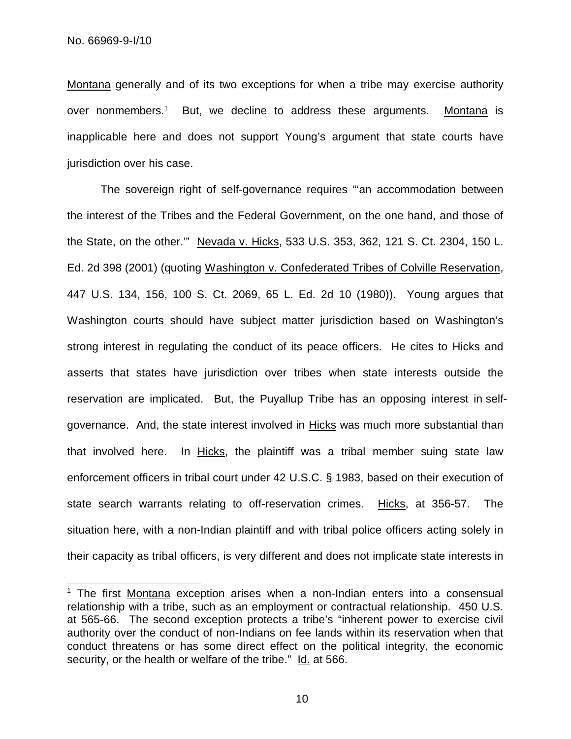Montana generally and of its two exceptions for when a tribe may exercise authority over nonmembers.[1] But, we decline to address these arguments. Montana is inapplicable here and does not support Young's argument that state courts have jurisdiction over his case.

The sovereign right of self-governance requires "'an accommodation between the interest of the Tribes and the Federal Government, on the one hand, and those of the State, on the other.'" Nevada v. Hicks, 533 U.S. 353, 362, 121 S. Ct. 2304, 150 L. Ed. 2d 398 (2001) (quoting Washington v. Confederated Tribes of Colville Reservation, 447 U.S. 134, 156, 100 S. Ct. 2069, 65 L. Ed. 2d 10 (1980)). Young argues that Washington courts should have subject matter jurisdiction based on Washington's strong interest in regulating the conduct of its peace officers. He cites to Hicks and asserts that states have jurisdiction over tribes when state interests outside the reservation are implicated. But, the Puyallup Tribe has an opposing interest in self-governance. And, the state interest involved in Hicks was much more substantial than that involved here. In Hicks, the plaintiff was a tribal member suing state law enforcement officers in tribal court under 42 U.S.C. § 1983, based on their execution of state search warrants relating to off-reservation crimes. Hicks, at 356-57. The situation here, with a non-Indian plaintiff and with tribal police officers acting solely in their capacity as tribal officers, is very different and does not implicate state interests in

---

[1] The first Montana exception arises when a non-Indian enters into a consensual relationship with a tribe, such as an employment or contractual relationship. 450 U.S. at 565-66. The second exception protects a tribe's "inherent power to exercise civil authority over the conduct of non-Indians on fee lands within its reservation when that conduct threatens or has some direct effect on the political integrity, the economic security, or the health or welfare of the tribe." Id. at 566.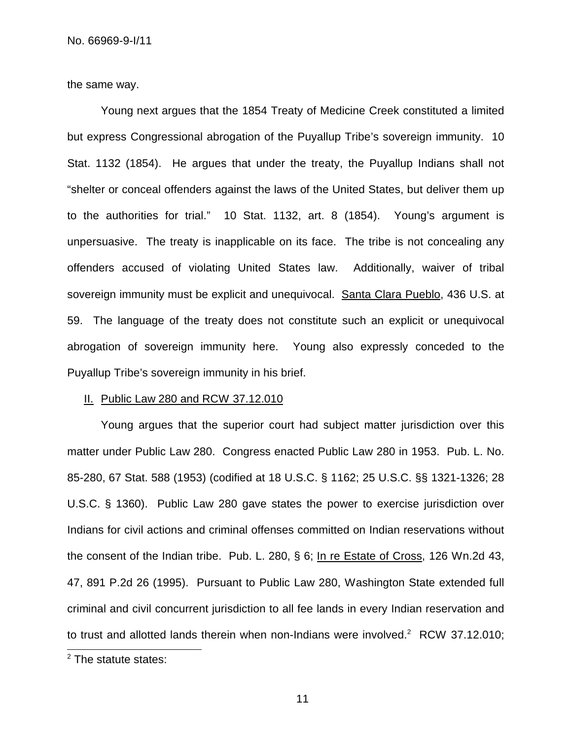the same way.

Young next argues that the 1854 Treaty of Medicine Creek constituted a limited but express Congressional abrogation of the Puyallup Tribe's sovereign immunity. 10 Stat. 1132 (1854). He argues that under the treaty, the Puyallup Indians shall not "shelter or conceal offenders against the laws of the United States, but deliver them up to the authorities for trial." 10 Stat. 1132, art. 8 (1854). Young's argument is unpersuasive. The treaty is inapplicable on its face. The tribe is not concealing any offenders accused of violating United States law. Additionally, waiver of tribal sovereign immunity must be explicit and unequivocal. Santa Clara Pueblo, 436 U.S. at 59. The language of the treaty does not constitute such an explicit or unequivocal abrogation of sovereign immunity here. Young also expressly conceded to the Puyallup Tribe's sovereign immunity in his brief.

## II. Public Law 280 and RCW 37.12.010

Young argues that the superior court had subject matter jurisdiction over this matter under Public Law 280. Congress enacted Public Law 280 in 1953. Pub. L. No. 85-280, 67 Stat. 588 (1953) (codified at 18 U.S.C. § 1162; 25 U.S.C. §§ 1321-1326; 28 U.S.C. § 1360). Public Law 280 gave states the power to exercise jurisdiction over Indians for civil actions and criminal offenses committed on Indian reservations without the consent of the Indian tribe. Pub. L. 280, § 6; In re Estate of Cross, 126 Wn.2d 43, 47, 891 P.2d 26 (1995). Pursuant to Public Law 280, Washington State extended full criminal and civil concurrent jurisdiction to all fee lands in every Indian reservation and to trust and allotted lands therein when non-Indians were involved.[2] RCW 37.12.010;

---

[2] The statute states: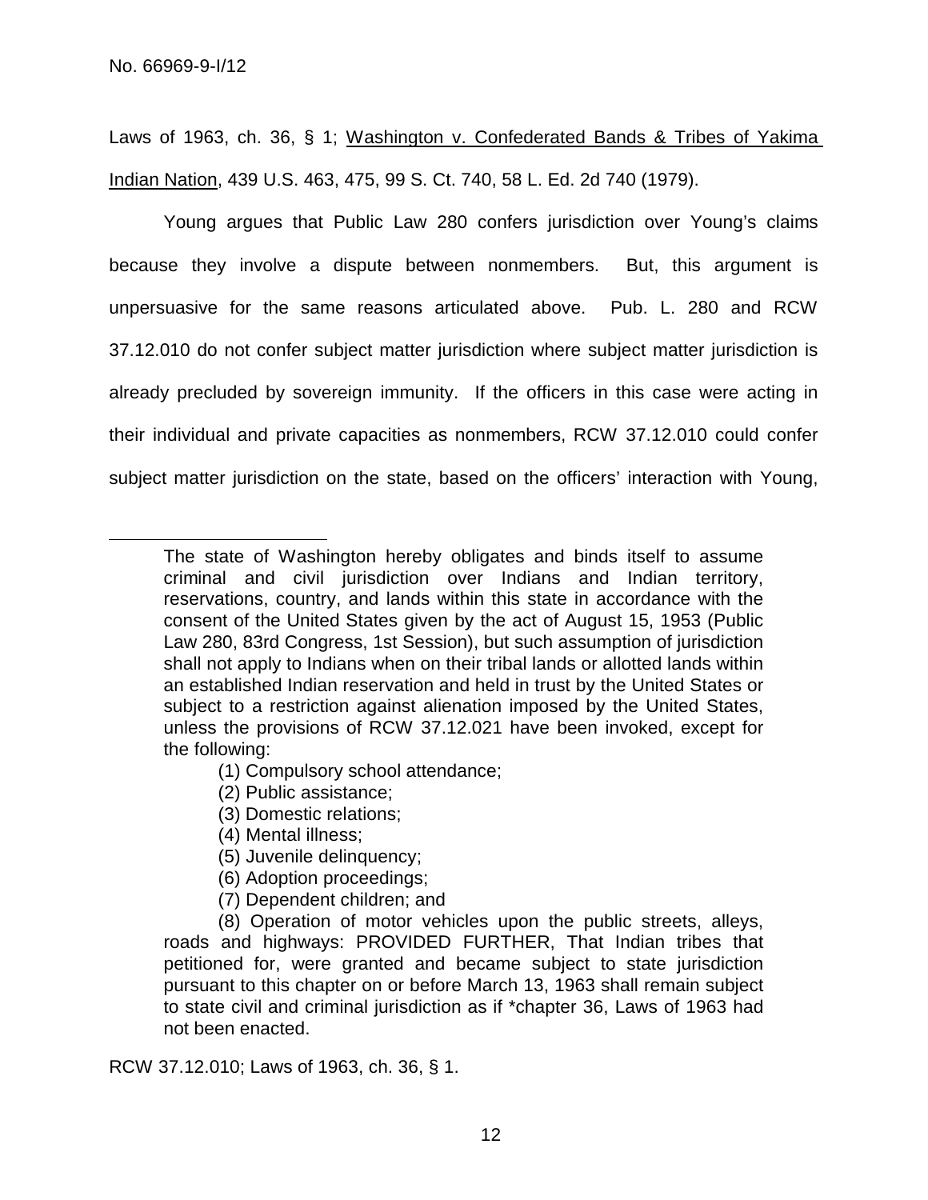Laws of 1963, ch. 36, § 1; Washington v. Confederated Bands & Tribes of Yakima Indian Nation, 439 U.S. 463, 475, 99 S. Ct. 740, 58 L. Ed. 2d 740 (1979).

Young argues that Public Law 280 confers jurisdiction over Young's claims because they involve a dispute between nonmembers. But, this argument is unpersuasive for the same reasons articulated above. Pub. L. 280 and RCW 37.12.010 do not confer subject matter jurisdiction where subject matter jurisdiction is already precluded by sovereign immunity. If the officers in this case were acting in their individual and private capacities as nonmembers, RCW 37.12.010 could confer subject matter jurisdiction on the state, based on the officers' interaction with Young,

---

> The state of Washington hereby obligates and binds itself to assume criminal and civil jurisdiction over Indians and Indian territory, reservations, country, and lands within this state in accordance with the consent of the United States given by the act of August 15, 1953 (Public Law 280, 83rd Congress, 1st Session), but such assumption of jurisdiction shall not apply to Indians when on their tribal lands or allotted lands within an established Indian reservation and held in trust by the United States or subject to a restriction against alienation imposed by the United States, unless the provisions of RCW 37.12.021 have been invoked, except for the following:
>
> (1) Compulsory school attendance;
>
> (2) Public assistance;
>
> (3) Domestic relations;
>
> (4) Mental illness;
>
> (5) Juvenile delinquency;
>
> (6) Adoption proceedings;
>
> (7) Dependent children; and
>
> (8) Operation of motor vehicles upon the public streets, alleys, roads and highways: PROVIDED FURTHER, That Indian tribes that petitioned for, were granted and became subject to state jurisdiction pursuant to this chapter on or before March 13, 1963 shall remain subject to state civil and criminal jurisdiction as if *chapter 36, Laws of 1963 had not been enacted.

RCW 37.12.010; Laws of 1963, ch. 36, § 1.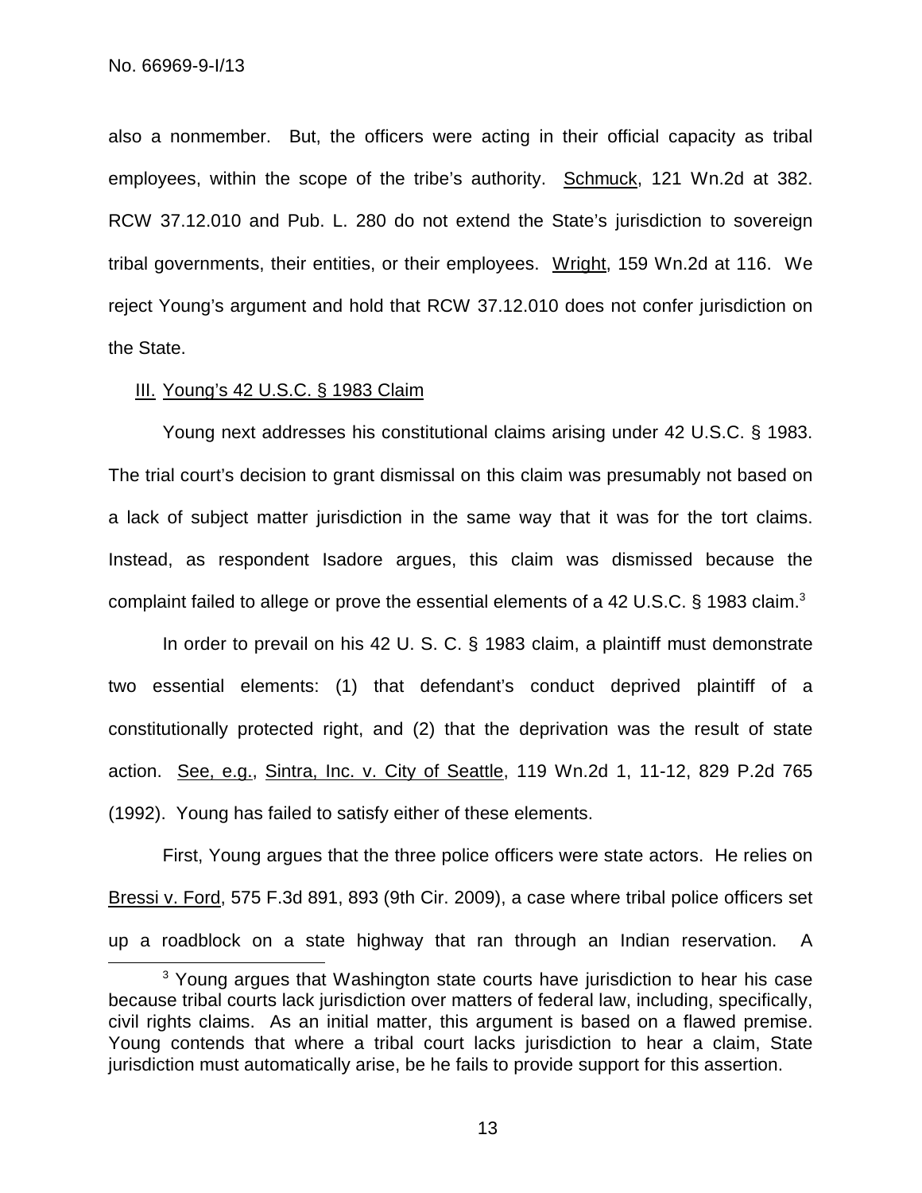also a nonmember. But, the officers were acting in their official capacity as tribal employees, within the scope of the tribe's authority. Schmuck, 121 Wn.2d at 382. RCW 37.12.010 and Pub. L. 280 do not extend the State's jurisdiction to sovereign tribal governments, their entities, or their employees. Wright, 159 Wn.2d at 116. We reject Young's argument and hold that RCW 37.12.010 does not confer jurisdiction on the State.

III. Young's 42 U.S.C. § 1983 Claim

Young next addresses his constitutional claims arising under 42 U.S.C. § 1983. The trial court's decision to grant dismissal on this claim was presumably not based on a lack of subject matter jurisdiction in the same way that it was for the tort claims. Instead, as respondent Isadore argues, this claim was dismissed because the complaint failed to allege or prove the essential elements of a 42 U.S.C. § 1983 claim.[3]

In order to prevail on his 42 U. S. C. § 1983 claim, a plaintiff must demonstrate two essential elements: (1) that defendant's conduct deprived plaintiff of a constitutionally protected right, and (2) that the deprivation was the result of state action. See, e.g., Sintra, Inc. v. City of Seattle, 119 Wn.2d 1, 11-12, 829 P.2d 765 (1992). Young has failed to satisfy either of these elements.

First, Young argues that the three police officers were state actors. He relies on Bressi v. Ford, 575 F.3d 891, 893 (9th Cir. 2009), a case where tribal police officers set up a roadblock on a state highway that ran through an Indian reservation. A

[3] Young argues that Washington state courts have jurisdiction to hear his case because tribal courts lack jurisdiction over matters of federal law, including, specifically, civil rights claims. As an initial matter, this argument is based on a flawed premise. Young contends that where a tribal court lacks jurisdiction to hear a claim, State jurisdiction must automatically arise, be he fails to provide support for this assertion.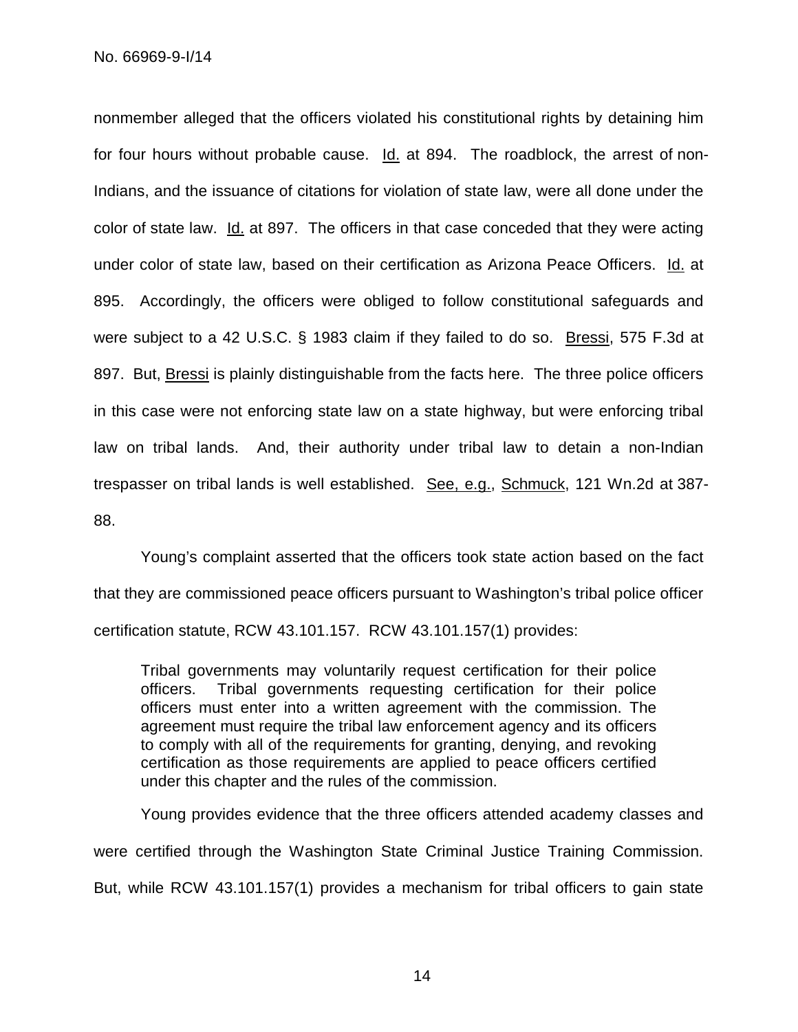nonmember alleged that the officers violated his constitutional rights by detaining him for four hours without probable cause. Id. at 894. The roadblock, the arrest of non-Indians, and the issuance of citations for violation of state law, were all done under the color of state law. Id. at 897. The officers in that case conceded that they were acting under color of state law, based on their certification as Arizona Peace Officers. Id. at 895. Accordingly, the officers were obliged to follow constitutional safeguards and were subject to a 42 U.S.C. § 1983 claim if they failed to do so. Bressi, 575 F.3d at 897. But, Bressi is plainly distinguishable from the facts here. The three police officers in this case were not enforcing state law on a state highway, but were enforcing tribal law on tribal lands. And, their authority under tribal law to detain a non-Indian trespasser on tribal lands is well established. See, e.g., Schmuck, 121 Wn.2d at 387-88.

Young's complaint asserted that the officers took state action based on the fact that they are commissioned peace officers pursuant to Washington's tribal police officer certification statute, RCW 43.101.157. RCW 43.101.157(1) provides:

> Tribal governments may voluntarily request certification for their police officers. Tribal governments requesting certification for their police officers must enter into a written agreement with the commission. The agreement must require the tribal law enforcement agency and its officers to comply with all of the requirements for granting, denying, and revoking certification as those requirements are applied to peace officers certified under this chapter and the rules of the commission.

Young provides evidence that the three officers attended academy classes and were certified through the Washington State Criminal Justice Training Commission. But, while RCW 43.101.157(1) provides a mechanism for tribal officers to gain state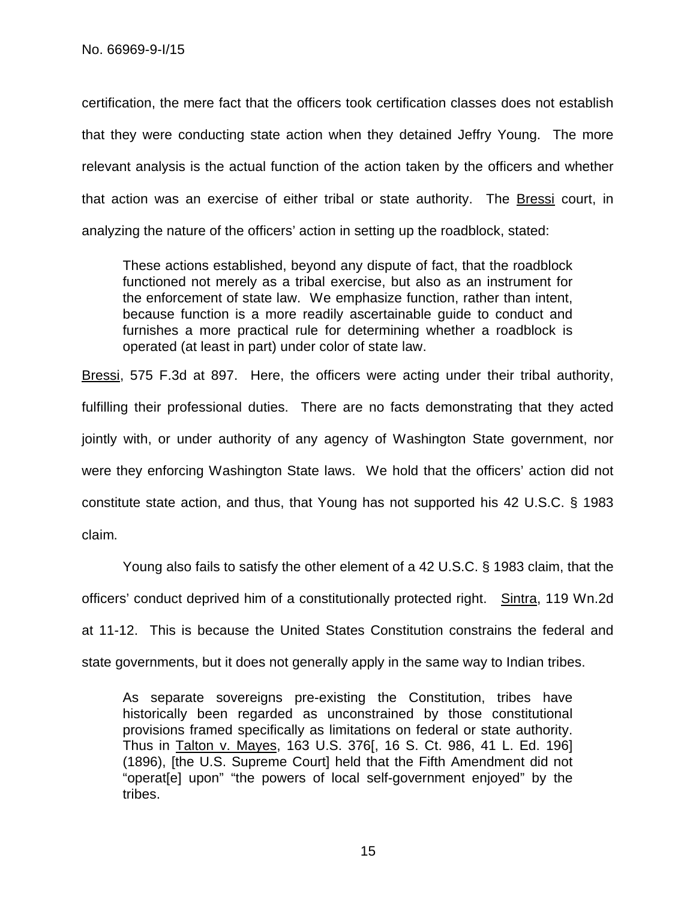certification, the mere fact that the officers took certification classes does not establish that they were conducting state action when they detained Jeffry Young. The more relevant analysis is the actual function of the action taken by the officers and whether that action was an exercise of either tribal or state authority. The Bressi court, in analyzing the nature of the officers' action in setting up the roadblock, stated:

> These actions established, beyond any dispute of fact, that the roadblock functioned not merely as a tribal exercise, but also as an instrument for the enforcement of state law. We emphasize function, rather than intent, because function is a more readily ascertainable guide to conduct and furnishes a more practical rule for determining whether a roadblock is operated (at least in part) under color of state law.

Bressi, 575 F.3d at 897. Here, the officers were acting under their tribal authority, fulfilling their professional duties. There are no facts demonstrating that they acted jointly with, or under authority of any agency of Washington State government, nor were they enforcing Washington State laws. We hold that the officers' action did not constitute state action, and thus, that Young has not supported his 42 U.S.C. § 1983 claim.

Young also fails to satisfy the other element of a 42 U.S.C. § 1983 claim, that the officers' conduct deprived him of a constitutionally protected right. Sintra, 119 Wn.2d at 11-12. This is because the United States Constitution constrains the federal and state governments, but it does not generally apply in the same way to Indian tribes.

> As separate sovereigns pre-existing the Constitution, tribes have historically been regarded as unconstrained by those constitutional provisions framed specifically as limitations on federal or state authority. Thus in Talton v. Mayes, 163 U.S. 376[, 16 S. Ct. 986, 41 L. Ed. 196] (1896), [the U.S. Supreme Court] held that the Fifth Amendment did not "operat[e] upon" "the powers of local self-government enjoyed" by the tribes.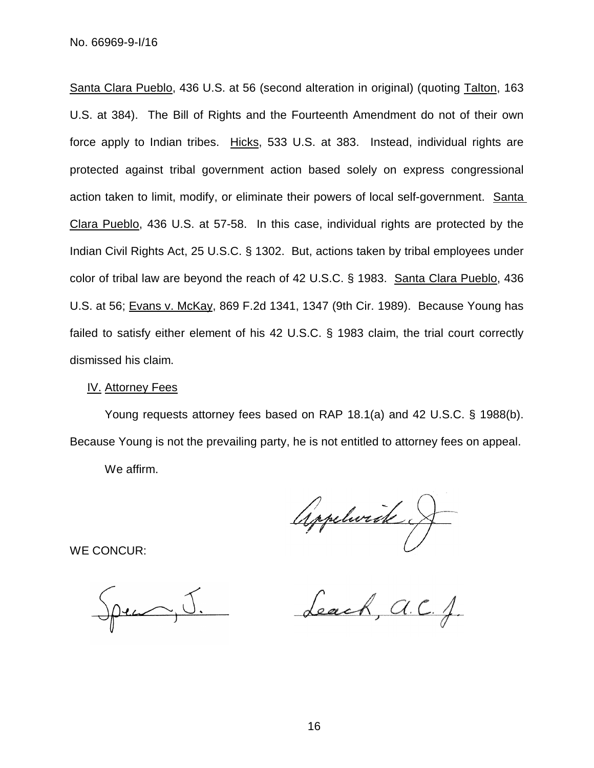Santa Clara Pueblo, 436 U.S. at 56 (second alteration in original) (quoting Talton, 163 U.S. at 384). The Bill of Rights and the Fourteenth Amendment do not of their own force apply to Indian tribes. Hicks, 533 U.S. at 383. Instead, individual rights are protected against tribal government action based solely on express congressional action taken to limit, modify, or eliminate their powers of local self-government. Santa Clara Pueblo, 436 U.S. at 57-58. In this case, individual rights are protected by the Indian Civil Rights Act, 25 U.S.C. § 1302. But, actions taken by tribal employees under color of tribal law are beyond the reach of 42 U.S.C. § 1983. Santa Clara Pueblo, 436 U.S. at 56; Evans v. McKay, 869 F.2d 1341, 1347 (9th Cir. 1989). Because Young has failed to satisfy either element of his 42 U.S.C. § 1983 claim, the trial court correctly dismissed his claim.

IV. Attorney Fees

Young requests attorney fees based on RAP 18.1(a) and 42 U.S.C. § 1988(b). Because Young is not the prevailing party, he is not entitled to attorney fees on appeal.

We affirm.

Appelwick, J.

WE CONCUR:

Spear, J.

Leach, A.C.J.